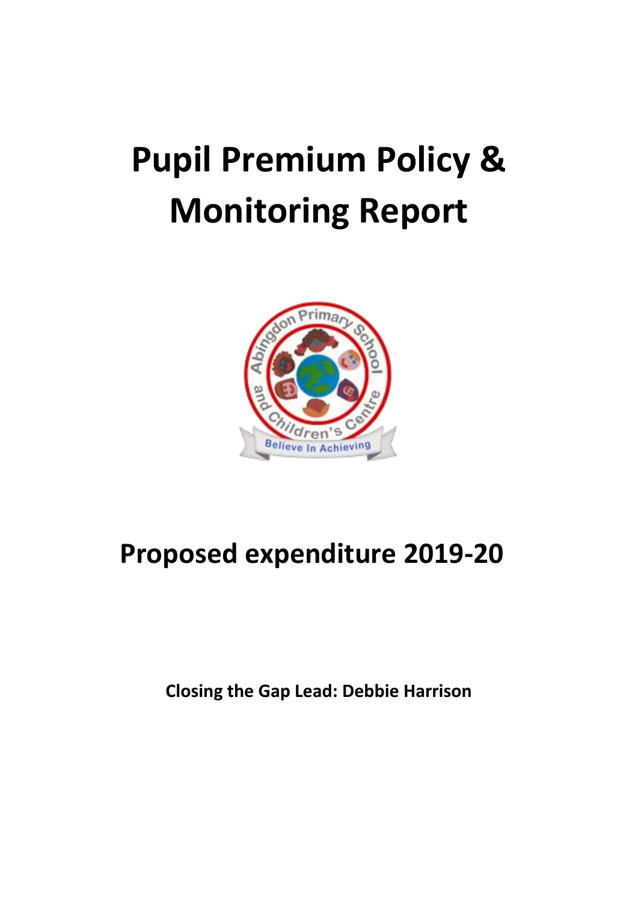# Pupil Premium Policy & Monitoring Report

## Proposed expenditure 2019-20

**Closing the Gap Lead: Debbie Harrison**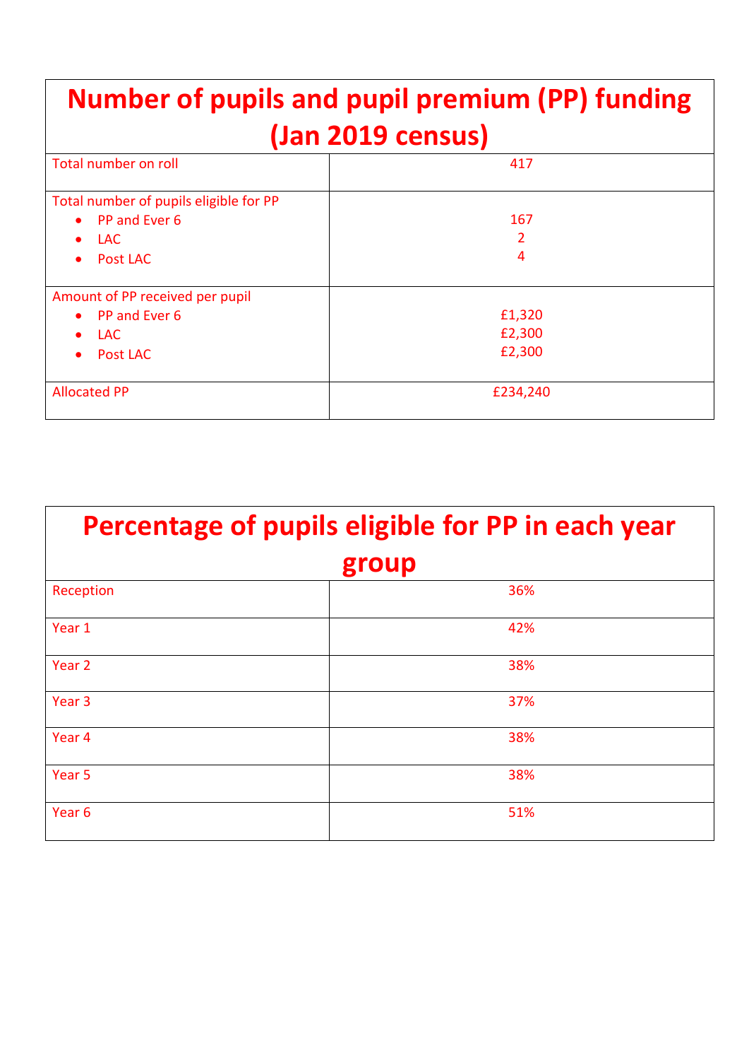| Number of pupils and pupil premium (PP) funding (Jan 2019 census) | |
|---|---|
| Total number on roll | 417 |
| Total number of pupils eligible for PP<br>• PP and Ever 6<br>• LAC<br>• Post LAC | <br>167<br>2<br>4 |
| Amount of PP received per pupil<br>• PP and Ever 6<br>• LAC<br>• Post LAC | <br>£1,320<br>£2,300<br>£2,300 |
| Allocated PP | £234,240 |

| Percentage of pupils eligible for PP in each year group | |
|---|---|
| Reception | 36% |
| Year 1 | 42% |
| Year 2 | 38% |
| Year 3 | 37% |
| Year 4 | 38% |
| Year 5 | 38% |
| Year 6 | 51% |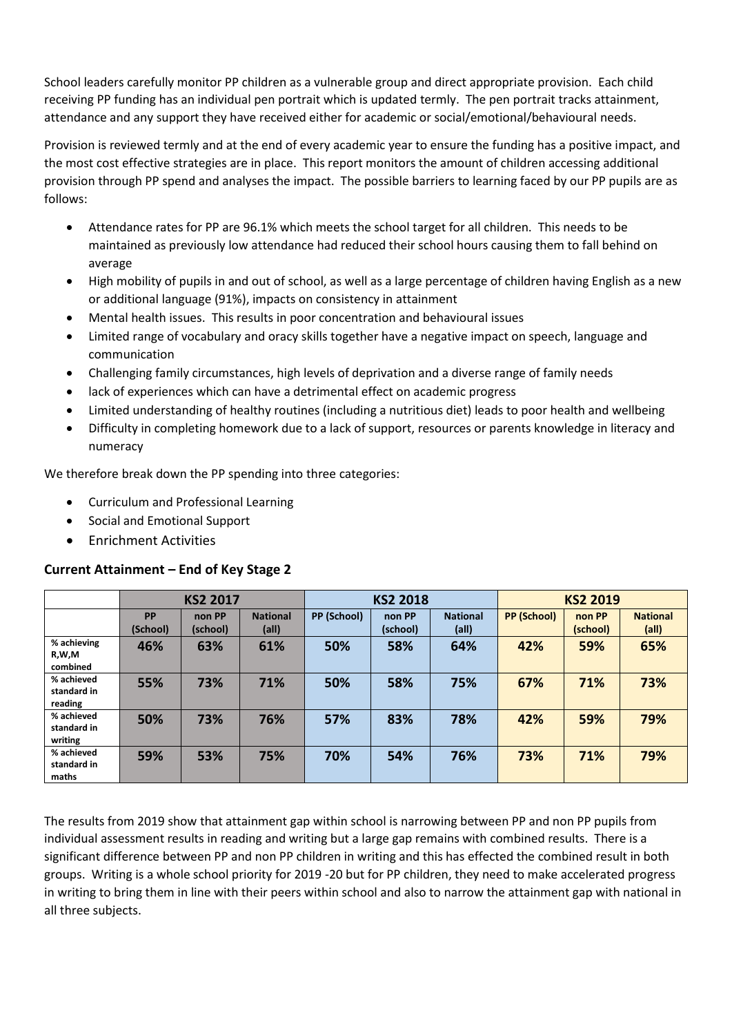School leaders carefully monitor PP children as a vulnerable group and direct appropriate provision. Each child receiving PP funding has an individual pen portrait which is updated termly. The pen portrait tracks attainment, attendance and any support they have received either for academic or social/emotional/behavioural needs.

Provision is reviewed termly and at the end of every academic year to ensure the funding has a positive impact, and the most cost effective strategies are in place. This report monitors the amount of children accessing additional provision through PP spend and analyses the impact. The possible barriers to learning faced by our PP pupils are as follows:

- Attendance rates for PP are 96.1% which meets the school target for all children. This needs to be maintained as previously low attendance had reduced their school hours causing them to fall behind on average
- High mobility of pupils in and out of school, as well as a large percentage of children having English as a new or additional language (91%), impacts on consistency in attainment
- Mental health issues. This results in poor concentration and behavioural issues
- Limited range of vocabulary and oracy skills together have a negative impact on speech, language and communication
- Challenging family circumstances, high levels of deprivation and a diverse range of family needs
- lack of experiences which can have a detrimental effect on academic progress
- Limited understanding of healthy routines (including a nutritious diet) leads to poor health and wellbeing
- Difficulty in completing homework due to a lack of support, resources or parents knowledge in literacy and numeracy

We therefore break down the PP spending into three categories:

- Curriculum and Professional Learning
- Social and Emotional Support
- Enrichment Activities

### Current Attainment – End of Key Stage 2

| | KS2 2017 | | | KS2 2018 | | | KS2 2019 | | |
|---|---|---|---|---|---|---|---|---|---|
| | PP (School) | non PP (school) | National (all) | PP (School) | non PP (school) | National (all) | PP (School) | non PP (school) | National (all) |
| % achieving R,W,M combined | 46% | 63% | 61% | 50% | 58% | 64% | 42% | 59% | 65% |
| % achieved standard in reading | 55% | 73% | 71% | 50% | 58% | 75% | 67% | 71% | 73% |
| % achieved standard in writing | 50% | 73% | 76% | 57% | 83% | 78% | 42% | 59% | 79% |
| % achieved standard in maths | 59% | 53% | 75% | 70% | 54% | 76% | 73% | 71% | 79% |

The results from 2019 show that attainment gap within school is narrowing between PP and non PP pupils from individual assessment results in reading and writing but a large gap remains with combined results. There is a significant difference between PP and non PP children in writing and this has effected the combined result in both groups. Writing is a whole school priority for 2019 -20 but for PP children, they need to make accelerated progress in writing to bring them in line with their peers within school and also to narrow the attainment gap with national in all three subjects.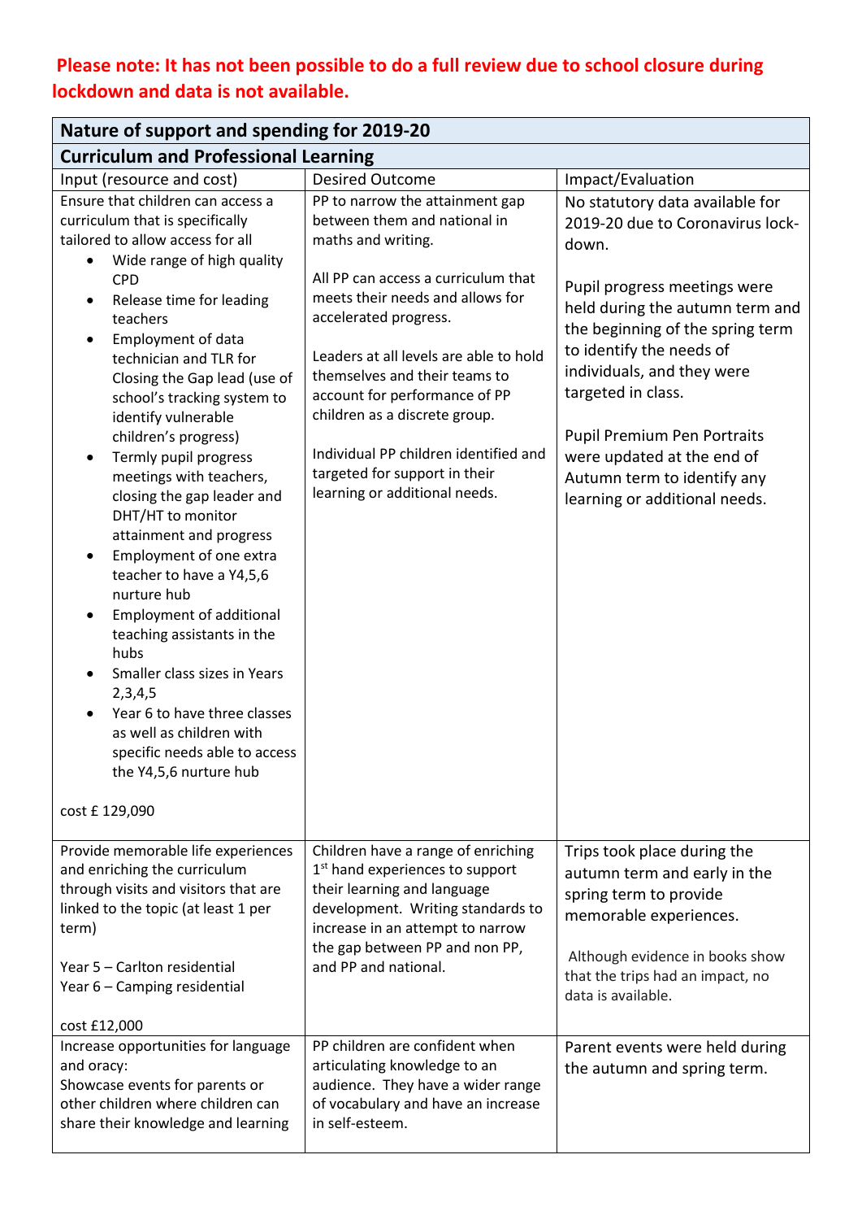**Please note: It has not been possible to do a full review due to school closure during lockdown and data is not available.**

| **Nature of support and spending for 2019-20** | | |
|---|---|---|
| **Curriculum and Professional Learning** | | |
| Input (resource and cost) | Desired Outcome | Impact/Evaluation |
| Ensure that children can access a curriculum that is specifically tailored to allow access for all<br>• Wide range of high quality CPD<br>• Release time for leading teachers<br>• Employment of data technician and TLR for Closing the Gap lead (use of school's tracking system to identify vulnerable children's progress)<br>• Termly pupil progress meetings with teachers, closing the gap leader and DHT/HT to monitor attainment and progress<br>• Employment of one extra teacher to have a Y4,5,6 nurture hub<br>• Employment of additional teaching assistants in the hubs<br>• Smaller class sizes in Years 2,3,4,5<br>• Year 6 to have three classes as well as children with specific needs able to access the Y4,5,6 nurture hub<br><br>cost £ 129,090 | PP to narrow the attainment gap between them and national in maths and writing.<br><br>All PP can access a curriculum that meets their needs and allows for accelerated progress.<br><br>Leaders at all levels are able to hold themselves and their teams to account for performance of PP children as a discrete group.<br><br>Individual PP children identified and targeted for support in their learning or additional needs. | No statutory data available for 2019-20 due to Coronavirus lock-down.<br><br>Pupil progress meetings were held during the autumn term and the beginning of the spring term to identify the needs of individuals, and they were targeted in class.<br><br>Pupil Premium Pen Portraits were updated at the end of Autumn term to identify any learning or additional needs. |
| Provide memorable life experiences and enriching the curriculum through visits and visitors that are linked to the topic (at least 1 per term)<br><br>Year 5 – Carlton residential<br>Year 6 – Camping residential<br><br>cost £12,000 | Children have a range of enriching 1st hand experiences to support their learning and language development. Writing standards to increase in an attempt to narrow the gap between PP and non PP, and PP and national. | Trips took place during the autumn term and early in the spring term to provide memorable experiences.<br><br>Although evidence in books show that the trips had an impact, no data is available. |
| Increase opportunities for language and oracy:<br>Showcase events for parents or other children where children can share their knowledge and learning | PP children are confident when articulating knowledge to an audience. They have a wider range of vocabulary and have an increase in self-esteem. | Parent events were held during the autumn and spring term. |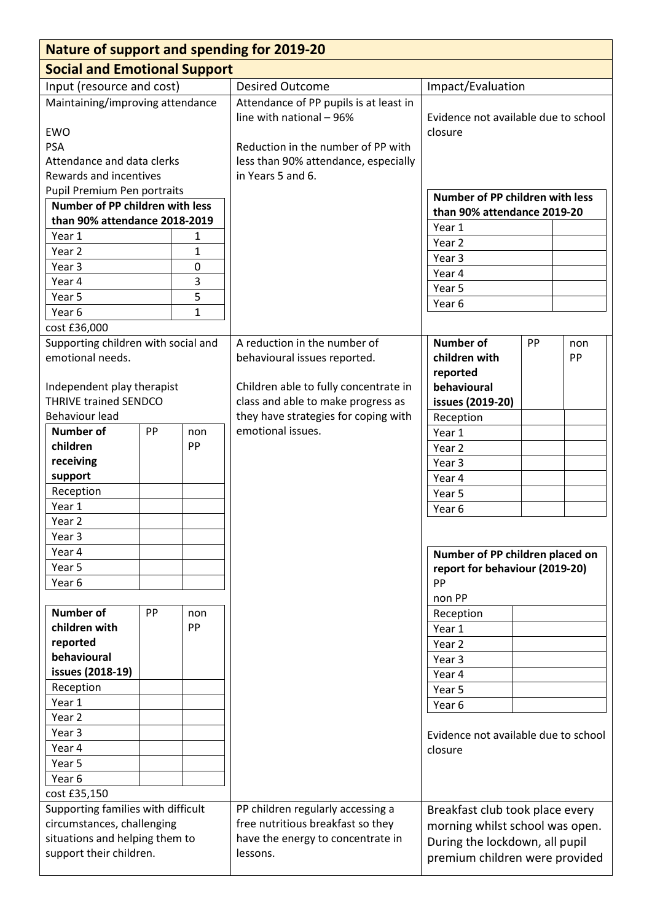## Nature of support and spending for 2019-20

### Social and Emotional Support

| Input (resource and cost) | Desired Outcome | Impact/Evaluation |
|---|---|---|
| Maintaining/improving attendance<br><br>EWO<br>PSA<br>Attendance and data clerks<br>Rewards and incentives<br>Pupil Premium Pen portraits | Attendance of PP pupils is at least in line with national – 96%<br><br>Reduction in the number of PP with less than 90% attendance, especially in Years 5 and 6. | Evidence not available due to school closure |

| Number of PP children with less than 90% attendance 2018-2019 | |
|---|---|
| Year 1 | 1 |
| Year 2 | 1 |
| Year 3 | 0 |
| Year 4 | 3 |
| Year 5 | 5 |
| Year 6 | 1 |

cost £36,000

| Number of PP children with less than 90% attendance 2019-20 | |
|---|---|
| Year 1 | |
| Year 2 | |
| Year 3 | |
| Year 4 | |
| Year 5 | |
| Year 6 | |

| Input (resource and cost) | Desired Outcome | Impact/Evaluation |
|---|---|---|
| Supporting children with social and emotional needs.<br><br>Independent play therapist<br>THRIVE trained SENDCO<br>Behaviour lead | A reduction in the number of behavioural issues reported.<br><br>Children able to fully concentrate in class and able to make progress as they have strategies for coping with emotional issues. | Evidence not available due to school closure |

| Number of children receiving support | PP | non PP |
|---|---|---|
| Reception | | |
| Year 1 | | |
| Year 2 | | |
| Year 3 | | |
| Year 4 | | |
| Year 5 | | |
| Year 6 | | |

| Number of children with reported behavioural issues (2018-19) | PP | non PP |
|---|---|---|
| Reception | | |
| Year 1 | | |
| Year 2 | | |
| Year 3 | | |
| Year 4 | | |
| Year 5 | | |
| Year 6 | | |

cost £35,150

| Number of children with reported behavioural issues (2019-20) | PP | non PP |
|---|---|---|
| Reception | | |
| Year 1 | | |
| Year 2 | | |
| Year 3 | | |
| Year 4 | | |
| Year 5 | | |
| Year 6 | | |

| Number of PP children placed on report for behaviour (2019-20)<br>PP<br>non PP | |
|---|---|
| Reception | |
| Year 1 | |
| Year 2 | |
| Year 3 | |
| Year 4 | |
| Year 5 | |
| Year 6 | |

| Input (resource and cost) | Desired Outcome | Impact/Evaluation |
|---|---|---|
| Supporting families with difficult circumstances, challenging situations and helping them to support their children. | PP children regularly accessing a free nutritious breakfast so they have the energy to concentrate in lessons. | Breakfast club took place every morning whilst school was open. During the lockdown, all pupil premium children were provided |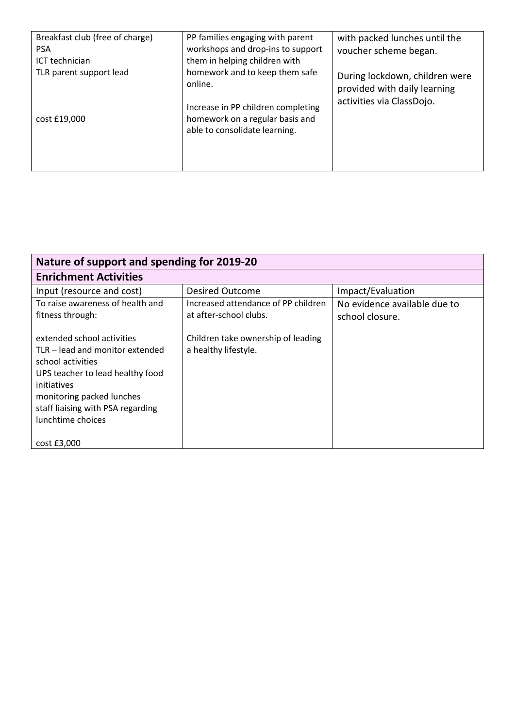| | | |
|---|---|---|
| Breakfast club (free of charge)<br>PSA<br>ICT technician<br>TLR parent support lead<br><br>cost £19,000 | PP families engaging with parent workshops and drop-ins to support them in helping children with homework and to keep them safe online.<br><br>Increase in PP children completing homework on a regular basis and able to consolidate learning. | with packed lunches until the voucher scheme began.<br><br>During lockdown, children were provided with daily learning activities via ClassDojo. |

| **Nature of support and spending for 2019-20** | | |
|---|---|---|
| **Enrichment Activities** | | |
| Input (resource and cost) | Desired Outcome | Impact/Evaluation |
| To raise awareness of health and fitness through:<br><br>extended school activities<br>TLR – lead and monitor extended school activities<br>UPS teacher to lead healthy food initiatives<br>monitoring packed lunches<br>staff liaising with PSA regarding lunchtime choices<br><br>cost £3,000 | Increased attendance of PP children at after-school clubs.<br><br>Children take ownership of leading a healthy lifestyle. | No evidence available due to school closure. |